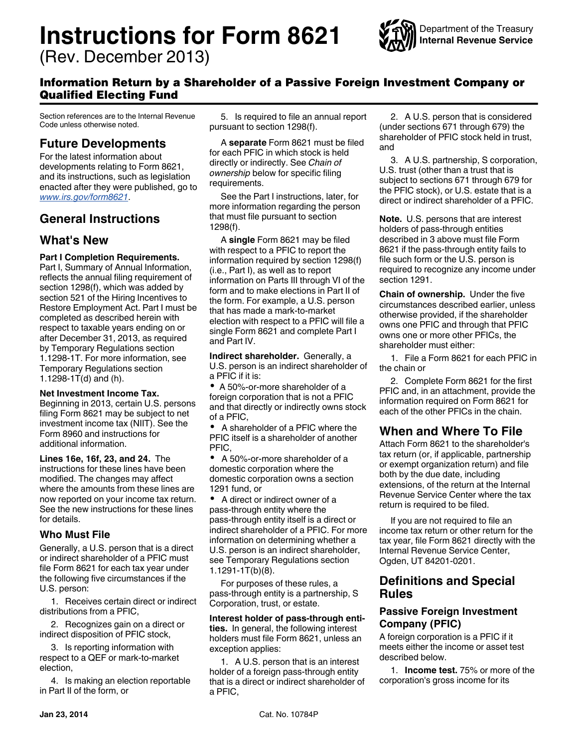# Instructions for Form 8621

(Rev. December 2013)

Department of the Treasury
Internal Revenue Service

## Information Return by a Shareholder of a Passive Foreign Investment Company or Qualified Electing Fund

Section references are to the Internal Revenue Code unless otherwise noted.

## Future Developments

For the latest information about developments relating to Form 8621, and its instructions, such as legislation enacted after they were published, go to *www.irs.gov/form8621*.

## General Instructions

## What's New

**Part I Completion Requirements.** Part I, Summary of Annual Information, reflects the annual filing requirement of section 1298(f), which was added by section 521 of the Hiring Incentives to Restore Employment Act. Part I must be completed as described herein with respect to taxable years ending on or after December 31, 2013, as required by Temporary Regulations section 1.1298-1T. For more information, see Temporary Regulations section 1.1298-1T(d) and (h).

**Net Investment Income Tax.** Beginning in 2013, certain U.S. persons filing Form 8621 may be subject to net investment income tax (NIIT). See the Form 8960 and instructions for additional information.

**Lines 16e, 16f, 23, and 24.** The instructions for these lines have been modified. The changes may affect where the amounts from these lines are now reported on your income tax return. See the new instructions for these lines for details.

### Who Must File

Generally, a U.S. person that is a direct or indirect shareholder of a PFIC must file Form 8621 for each tax year under the following five circumstances if the U.S. person:

1. Receives certain direct or indirect distributions from a PFIC,

2. Recognizes gain on a direct or indirect disposition of PFIC stock,

3. Is reporting information with respect to a QEF or mark-to-market election,

4. Is making an election reportable in Part II of the form, or

5. Is required to file an annual report pursuant to section 1298(f).

A **separate** Form 8621 must be filed for each PFIC in which stock is held directly or indirectly. See *Chain of ownership* below for specific filing requirements.

See the Part I instructions, later, for more information regarding the person that must file pursuant to section 1298(f).

A **single** Form 8621 may be filed with respect to a PFIC to report the information required by section 1298(f) (i.e., Part I), as well as to report information on Parts III through VI of the form and to make elections in Part II of the form. For example, a U.S. person that has made a mark-to-market election with respect to a PFIC will file a single Form 8621 and complete Part I and Part IV.

**Indirect shareholder.** Generally, a U.S. person is an indirect shareholder of a PFIC if it is:

- A 50%-or-more shareholder of a foreign corporation that is not a PFIC and that directly or indirectly owns stock of a PFIC,
- A shareholder of a PFIC where the PFIC itself is a shareholder of another PFIC,
- A 50%-or-more shareholder of a domestic corporation where the domestic corporation owns a section 1291 fund, or
- A direct or indirect owner of a pass-through entity where the pass-through entity itself is a direct or indirect shareholder of a PFIC. For more information on determining whether a U.S. person is an indirect shareholder, see Temporary Regulations section 1.1291-1T(b)(8).

For purposes of these rules, a pass-through entity is a partnership, S Corporation, trust, or estate.

**Interest holder of pass-through entities.** In general, the following interest holders must file Form 8621, unless an exception applies:

1. A U.S. person that is an interest holder of a foreign pass-through entity that is a direct or indirect shareholder of a PFIC,

2. A U.S. person that is considered (under sections 671 through 679) the shareholder of PFIC stock held in trust, and

3. A U.S. partnership, S corporation, U.S. trust (other than a trust that is subject to sections 671 through 679 for the PFIC stock), or U.S. estate that is a direct or indirect shareholder of a PFIC.

**Note.** U.S. persons that are interest holders of pass-through entities described in 3 above must file Form 8621 if the pass-through entity fails to file such form or the U.S. person is required to recognize any income under section 1291.

**Chain of ownership.** Under the five circumstances described earlier, unless otherwise provided, if the shareholder owns one PFIC and through that PFIC owns one or more other PFICs, the shareholder must either:

1. File a Form 8621 for each PFIC in the chain or

2. Complete Form 8621 for the first PFIC and, in an attachment, provide the information required on Form 8621 for each of the other PFICs in the chain.

## When and Where To File

Attach Form 8621 to the shareholder's tax return (or, if applicable, partnership or exempt organization return) and file both by the due date, including extensions, of the return at the Internal Revenue Service Center where the tax return is required to be filed.

If you are not required to file an income tax return or other return for the tax year, file Form 8621 directly with the Internal Revenue Service Center, Ogden, UT 84201-0201.

## Definitions and Special Rules

### Passive Foreign Investment Company (PFIC)

A foreign corporation is a PFIC if it meets either the income or asset test described below.

1. **Income test.** 75% or more of the corporation's gross income for its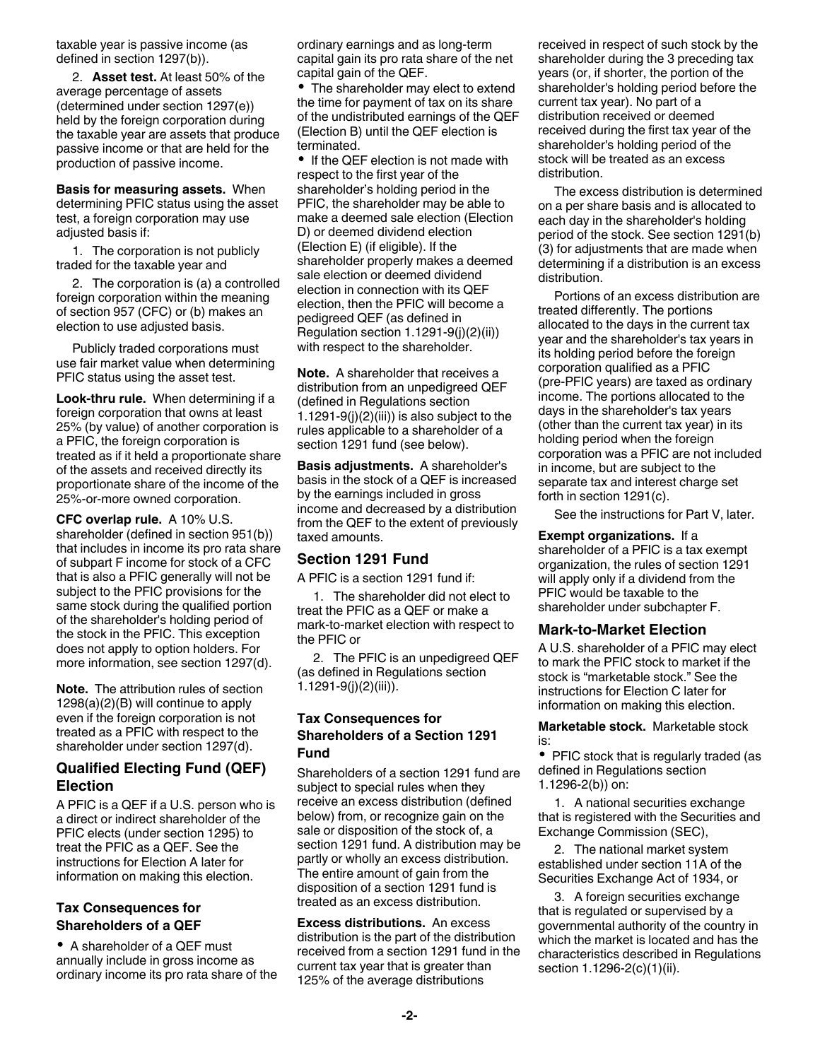taxable year is passive income (as defined in section 1297(b)).

2. **Asset test.** At least 50% of the average percentage of assets (determined under section 1297(e)) held by the foreign corporation during the taxable year are assets that produce passive income or that are held for the production of passive income.

**Basis for measuring assets.** When determining PFIC status using the asset test, a foreign corporation may use adjusted basis if:

1. The corporation is not publicly traded for the taxable year and

2. The corporation is (a) a controlled foreign corporation within the meaning of section 957 (CFC) or (b) makes an election to use adjusted basis.

Publicly traded corporations must use fair market value when determining PFIC status using the asset test.

**Look-thru rule.** When determining if a foreign corporation that owns at least 25% (by value) of another corporation is a PFIC, the foreign corporation is treated as if it held a proportionate share of the assets and received directly its proportionate share of the income of the 25%-or-more owned corporation.

**CFC overlap rule.** A 10% U.S. shareholder (defined in section 951(b)) that includes in income its pro rata share of subpart F income for stock of a CFC that is also a PFIC generally will not be subject to the PFIC provisions for the same stock during the qualified portion of the shareholder's holding period of the stock in the PFIC. This exception does not apply to option holders. For more information, see section 1297(d).

**Note.** The attribution rules of section 1298(a)(2)(B) will continue to apply even if the foreign corporation is not treated as a PFIC with respect to the shareholder under section 1297(d).

## Qualified Electing Fund (QEF) Election

A PFIC is a QEF if a U.S. person who is a direct or indirect shareholder of the PFIC elects (under section 1295) to treat the PFIC as a QEF. See the instructions for Election A later for information on making this election.

### Tax Consequences for Shareholders of a QEF

- A shareholder of a QEF must annually include in gross income as ordinary income its pro rata share of the ordinary earnings and as long-term capital gain its pro rata share of the net capital gain of the QEF.
- The shareholder may elect to extend the time for payment of tax on its share of the undistributed earnings of the QEF (Election B) until the QEF election is terminated.
- If the QEF election is not made with respect to the first year of the shareholder's holding period in the PFIC, the shareholder may be able to make a deemed sale election (Election D) or deemed dividend election (Election E) (if eligible). If the shareholder properly makes a deemed sale election or deemed dividend election in connection with its QEF election, then the PFIC will become a pedigreed QEF (as defined in Regulation section 1.1291-9(j)(2)(ii)) with respect to the shareholder.

**Note.** A shareholder that receives a distribution from an unpedigreed QEF (defined in Regulations section 1.1291-9(j)(2)(iii)) is also subject to the rules applicable to a shareholder of a section 1291 fund (see below).

**Basis adjustments.** A shareholder's basis in the stock of a QEF is increased by the earnings included in gross income and decreased by a distribution from the QEF to the extent of previously taxed amounts.

## Section 1291 Fund

A PFIC is a section 1291 fund if:

1. The shareholder did not elect to treat the PFIC as a QEF or make a mark-to-market election with respect to the PFIC or

2. The PFIC is an unpedigreed QEF (as defined in Regulations section 1.1291-9(j)(2)(iii)).

### Tax Consequences for Shareholders of a Section 1291 Fund

Shareholders of a section 1291 fund are subject to special rules when they receive an excess distribution (defined below) from, or recognize gain on the sale or disposition of the stock of, a section 1291 fund. A distribution may be partly or wholly an excess distribution. The entire amount of gain from the disposition of a section 1291 fund is treated as an excess distribution.

**Excess distributions.** An excess distribution is the part of the distribution received from a section 1291 fund in the current tax year that is greater than 125% of the average distributions received in respect of such stock by the shareholder during the 3 preceding tax years (or, if shorter, the portion of the shareholder's holding period before the current tax year). No part of a distribution received or deemed received during the first tax year of the shareholder's holding period of the stock will be treated as an excess distribution.

The excess distribution is determined on a per share basis and is allocated to each day in the shareholder's holding period of the stock. See section 1291(b)(3) for adjustments that are made when determining if a distribution is an excess distribution.

Portions of an excess distribution are treated differently. The portions allocated to the days in the current tax year and the shareholder's tax years in its holding period before the foreign corporation qualified as a PFIC (pre-PFIC years) are taxed as ordinary income. The portions allocated to the days in the shareholder's tax years (other than the current tax year) in its holding period when the foreign corporation was a PFIC are not included in income, but are subject to the separate tax and interest charge set forth in section 1291(c).

See the instructions for Part V, later.

**Exempt organizations.** If a shareholder of a PFIC is a tax exempt organization, the rules of section 1291 will apply only if a dividend from the PFIC would be taxable to the shareholder under subchapter F.

## Mark-to-Market Election

A U.S. shareholder of a PFIC may elect to mark the PFIC stock to market if the stock is "marketable stock." See the instructions for Election C later for information on making this election.

**Marketable stock.** Marketable stock is:

- PFIC stock that is regularly traded (as defined in Regulations section 1.1296-2(b)) on:

1. A national securities exchange that is registered with the Securities and Exchange Commission (SEC),

2. The national market system established under section 11A of the Securities Exchange Act of 1934, or

3. A foreign securities exchange that is regulated or supervised by a governmental authority of the country in which the market is located and has the characteristics described in Regulations section 1.1296-2(c)(1)(ii).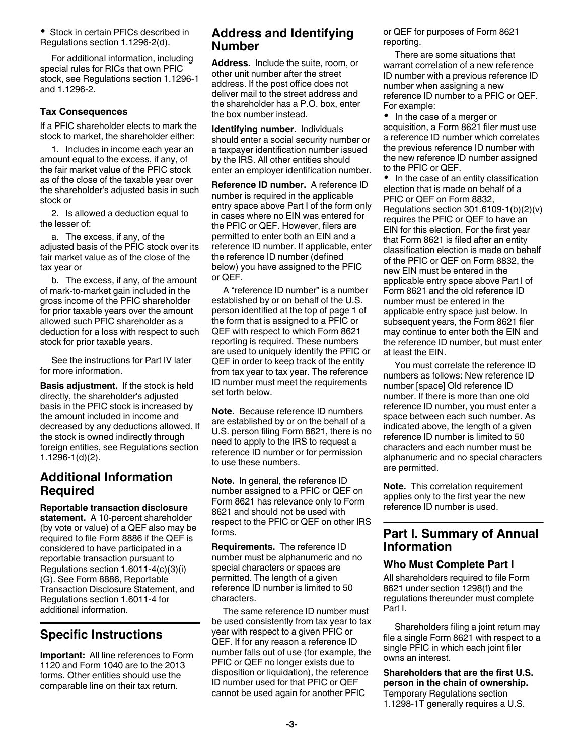- Stock in certain PFICs described in Regulations section 1.1296-2(d).

For additional information, including special rules for RICs that own PFIC stock, see Regulations section 1.1296-1 and 1.1296-2.

### Tax Consequences

If a PFIC shareholder elects to mark the stock to market, the shareholder either:

1. Includes in income each year an amount equal to the excess, if any, of the fair market value of the PFIC stock as of the close of the taxable year over the shareholder's adjusted basis in such stock or

2. Is allowed a deduction equal to the lesser of:

a. The excess, if any, of the adjusted basis of the PFIC stock over its fair market value as of the close of the tax year or

b. The excess, if any, of the amount of mark-to-market gain included in the gross income of the PFIC shareholder for prior taxable years over the amount allowed such PFIC shareholder as a deduction for a loss with respect to such stock for prior taxable years.

See the instructions for Part IV later for more information.

**Basis adjustment.** If the stock is held directly, the shareholder's adjusted basis in the PFIC stock is increased by the amount included in income and decreased by any deductions allowed. If the stock is owned indirectly through foreign entities, see Regulations section 1.1296-1(d)(2).

## Additional Information Required

**Reportable transaction disclosure statement.** A 10-percent shareholder (by vote or value) of a QEF also may be required to file Form 8886 if the QEF is considered to have participated in a reportable transaction pursuant to Regulations section 1.6011-4(c)(3)(i)(G). See Form 8886, Reportable Transaction Disclosure Statement, and Regulations section 1.6011-4 for additional information.

## Specific Instructions

**Important:** All line references to Form 1120 and Form 1040 are to the 2013 forms. Other entities should use the comparable line on their tax return.

## Address and Identifying Number

**Address.** Include the suite, room, or other unit number after the street address. If the post office does not deliver mail to the street address and the shareholder has a P.O. box, enter the box number instead.

**Identifying number.** Individuals should enter a social security number or a taxpayer identification number issued by the IRS. All other entities should enter an employer identification number.

**Reference ID number.** A reference ID number is required in the applicable entry space above Part I of the form only in cases where no EIN was entered for the PFIC or QEF. However, filers are permitted to enter both an EIN and a reference ID number. If applicable, enter the reference ID number (defined below) you have assigned to the PFIC or QEF.

A "reference ID number" is a number established by or on behalf of the U.S. person identified at the top of page 1 of the form that is assigned to a PFIC or QEF with respect to which Form 8621 reporting is required. These numbers are used to uniquely identify the PFIC or QEF in order to keep track of the entity from tax year to tax year. The reference ID number must meet the requirements set forth below.

**Note.** Because reference ID numbers are established by or on the behalf of a U.S. person filing Form 8621, there is no need to apply to the IRS to request a reference ID number or for permission to use these numbers.

**Note.** In general, the reference ID number assigned to a PFIC or QEF on Form 8621 has relevance only to Form 8621 and should not be used with respect to the PFIC or QEF on other IRS forms.

**Requirements.** The reference ID number must be alphanumeric and no special characters or spaces are permitted. The length of a given reference ID number is limited to 50 characters.

The same reference ID number must be used consistently from tax year to tax year with respect to a given PFIC or QEF. If for any reason a reference ID number falls out of use (for example, the PFIC or QEF no longer exists due to disposition or liquidation), the reference ID number used for that PFIC or QEF cannot be used again for another PFIC or QEF for purposes of Form 8621 reporting.

There are some situations that warrant correlation of a new reference ID number with a previous reference ID number when assigning a new reference ID number to a PFIC or QEF. For example:

- In the case of a merger or acquisition, a Form 8621 filer must use a reference ID number which correlates the previous reference ID number with the new reference ID number assigned to the PFIC or QEF.
- In the case of an entity classification election that is made on behalf of a PFIC or QEF on Form 8832, Regulations section 301.6109-1(b)(2)(v) requires the PFIC or QEF to have an EIN for this election. For the first year that Form 8621 is filed after an entity classification election is made on behalf of the PFIC or QEF on Form 8832, the new EIN must be entered in the applicable entry space above Part I of Form 8621 and the old reference ID number must be entered in the applicable entry space just below. In subsequent years, the Form 8621 filer may continue to enter both the EIN and the reference ID number, but must enter at least the EIN.

You must correlate the reference ID numbers as follows: New reference ID number [space] Old reference ID number. If there is more than one old reference ID number, you must enter a space between each such number. As indicated above, the length of a given reference ID number is limited to 50 characters and each number must be alphanumeric and no special characters are permitted.

**Note.** This correlation requirement applies only to the first year the new reference ID number is used.

## Part I. Summary of Annual Information

### Who Must Complete Part I

All shareholders required to file Form 8621 under section 1298(f) and the regulations thereunder must complete Part I.

Shareholders filing a joint return may file a single Form 8621 with respect to a single PFIC in which each joint filer owns an interest.

**Shareholders that are the first U.S. person in the chain of ownership.** Temporary Regulations section 1.1298-1T generally requires a U.S.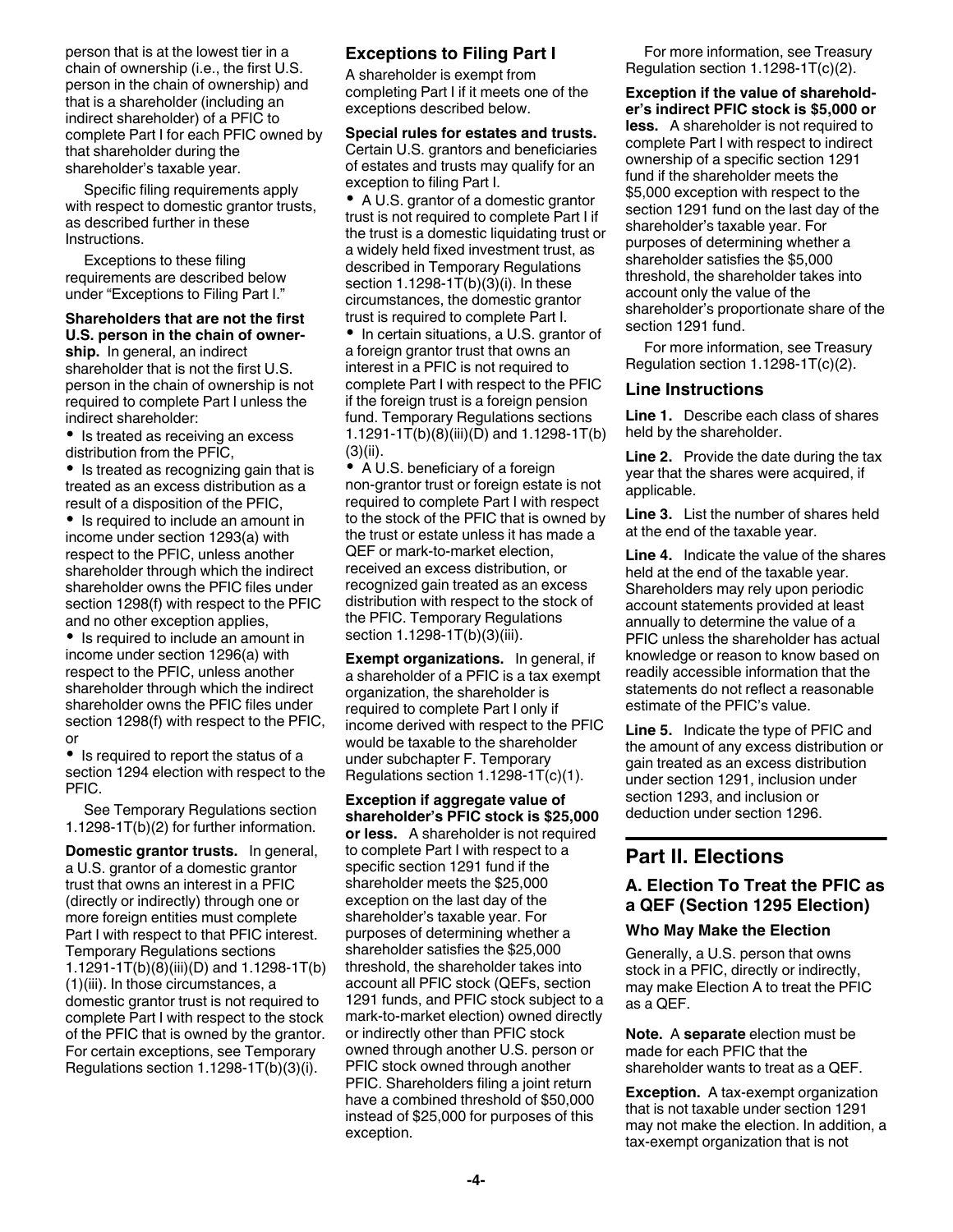person that is at the lowest tier in a chain of ownership (i.e., the first U.S. person in the chain of ownership) and that is a shareholder (including an indirect shareholder) of a PFIC to complete Part I for each PFIC owned by that shareholder during the shareholder's taxable year.

Specific filing requirements apply with respect to domestic grantor trusts, as described further in these Instructions.

Exceptions to these filing requirements are described below under "Exceptions to Filing Part I."

**Shareholders that are not the first U.S. person in the chain of ownership.** In general, an indirect shareholder that is not the first U.S. person in the chain of ownership is not required to complete Part I unless the indirect shareholder:

- Is treated as receiving an excess distribution from the PFIC,
- Is treated as recognizing gain that is treated as an excess distribution as a result of a disposition of the PFIC,
- Is required to include an amount in income under section 1293(a) with respect to the PFIC, unless another shareholder through which the indirect shareholder owns the PFIC files under section 1298(f) with respect to the PFIC and no other exception applies,
- Is required to include an amount in income under section 1296(a) with respect to the PFIC, unless another shareholder through which the indirect shareholder owns the PFIC files under section 1298(f) with respect to the PFIC, or
- Is required to report the status of a section 1294 election with respect to the PFIC.

See Temporary Regulations section 1.1298-1T(b)(2) for further information.

**Domestic grantor trusts.** In general, a U.S. grantor of a domestic grantor trust that owns an interest in a PFIC (directly or indirectly) through one or more foreign entities must complete Part I with respect to that PFIC interest. Temporary Regulations sections 1.1291-1T(b)(8)(iii)(D) and 1.1298-1T(b)(1)(iii). In those circumstances, a domestic grantor trust is not required to complete Part I with respect to the stock of the PFIC that is owned by the grantor. For certain exceptions, see Temporary Regulations section 1.1298-1T(b)(3)(i).

### Exceptions to Filing Part I

A shareholder is exempt from completing Part I if it meets one of the exceptions described below.

**Special rules for estates and trusts.** Certain U.S. grantors and beneficiaries of estates and trusts may qualify for an exception to filing Part I.

- A U.S. grantor of a domestic grantor trust is not required to complete Part I if the trust is a domestic liquidating trust or a widely held fixed investment trust, as described in Temporary Regulations section 1.1298-1T(b)(3)(i). In these circumstances, the domestic grantor trust is required to complete Part I.
- In certain situations, a U.S. grantor of a foreign grantor trust that owns an interest in a PFIC is not required to complete Part I with respect to the PFIC if the foreign trust is a foreign pension fund. Temporary Regulations sections 1.1291-1T(b)(8)(iii)(D) and 1.1298-1T(b)(3)(ii).
- A U.S. beneficiary of a foreign non-grantor trust or foreign estate is not required to complete Part I with respect to the stock of the PFIC that is owned by the trust or estate unless it has made a QEF or mark-to-market election, received an excess distribution, or recognized gain treated as an excess distribution with respect to the stock of the PFIC. Temporary Regulations section 1.1298-1T(b)(3)(iii).

**Exempt organizations.** In general, if a shareholder of a PFIC is a tax exempt organization, the shareholder is required to complete Part I only if income derived with respect to the PFIC would be taxable to the shareholder under subchapter F. Temporary Regulations section 1.1298-1T(c)(1).

**Exception if aggregate value of shareholder's PFIC stock is $25,000 or less.** A shareholder is not required to complete Part I with respect to a specific section 1291 fund if the shareholder meets the $25,000 exception on the last day of the shareholder's taxable year. For purposes of determining whether a shareholder satisfies the $25,000 threshold, the shareholder takes into account all PFIC stock (QEFs, section 1291 funds, and PFIC stock subject to a mark-to-market election) owned directly or indirectly other than PFIC stock owned through another U.S. person or PFIC stock owned through another PFIC. Shareholders filing a joint return have a combined threshold of $50,000 instead of $25,000 for purposes of this exception.

For more information, see Treasury Regulation section 1.1298-1T(c)(2).

**Exception if the value of shareholder's indirect PFIC stock is $5,000 or less.** A shareholder is not required to complete Part I with respect to indirect ownership of a specific section 1291 fund if the shareholder meets the $5,000 exception with respect to the section 1291 fund on the last day of the shareholder's taxable year. For purposes of determining whether a shareholder satisfies the $5,000 threshold, the shareholder takes into account only the value of the shareholder's proportionate share of the section 1291 fund.

For more information, see Treasury Regulation section 1.1298-1T(c)(2).

### Line Instructions

**Line 1.** Describe each class of shares held by the shareholder.

**Line 2.** Provide the date during the tax year that the shares were acquired, if applicable.

**Line 3.** List the number of shares held at the end of the taxable year.

**Line 4.** Indicate the value of the shares held at the end of the taxable year. Shareholders may rely upon periodic account statements provided at least annually to determine the value of a PFIC unless the shareholder has actual knowledge or reason to know based on readily accessible information that the statements do not reflect a reasonable estimate of the PFIC's value.

**Line 5.** Indicate the type of PFIC and the amount of any excess distribution or gain treated as an excess distribution under section 1291, inclusion under section 1293, and inclusion or deduction under section 1296.

## Part II. Elections

### A. Election To Treat the PFIC as a QEF (Section 1295 Election)

#### Who May Make the Election

Generally, a U.S. person that owns stock in a PFIC, directly or indirectly, may make Election A to treat the PFIC as a QEF.

**Note.** A **separate** election must be made for each PFIC that the shareholder wants to treat as a QEF.

**Exception.** A tax-exempt organization that is not taxable under section 1291 may not make the election. In addition, a tax-exempt organization that is not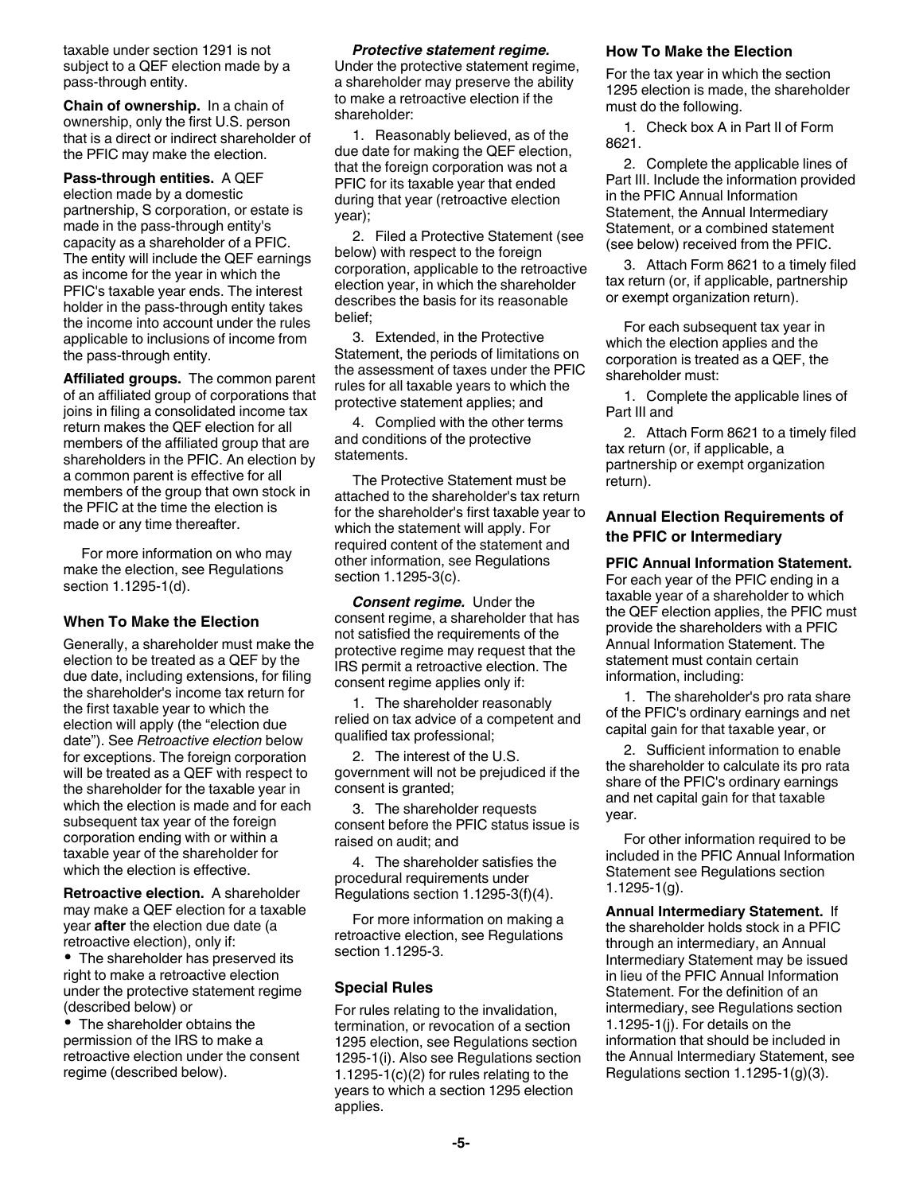taxable under section 1291 is not subject to a QEF election made by a pass-through entity.

**Chain of ownership.** In a chain of ownership, only the first U.S. person that is a direct or indirect shareholder of the PFIC may make the election.

**Pass-through entities.** A QEF election made by a domestic partnership, S corporation, or estate is made in the pass-through entity's capacity as a shareholder of a PFIC. The entity will include the QEF earnings as income for the year in which the PFIC's taxable year ends. The interest holder in the pass-through entity takes the income into account under the rules applicable to inclusions of income from the pass-through entity.

**Affiliated groups.** The common parent of an affiliated group of corporations that joins in filing a consolidated income tax return makes the QEF election for all members of the affiliated group that are shareholders in the PFIC. An election by a common parent is effective for all members of the group that own stock in the PFIC at the time the election is made or any time thereafter.

For more information on who may make the election, see Regulations section 1.1295-1(d).

### When To Make the Election

Generally, a shareholder must make the election to be treated as a QEF by the due date, including extensions, for filing the shareholder's income tax return for the first taxable year to which the election will apply (the "election due date"). See *Retroactive election* below for exceptions. The foreign corporation will be treated as a QEF with respect to the shareholder for the taxable year in which the election is made and for each subsequent tax year of the foreign corporation ending with or within a taxable year of the shareholder for which the election is effective.

**Retroactive election.** A shareholder may make a QEF election for a taxable year **after** the election due date (a retroactive election), only if:

- The shareholder has preserved its right to make a retroactive election under the protective statement regime (described below) or
- The shareholder obtains the permission of the IRS to make a retroactive election under the consent regime (described below).

***Protective statement regime.*** Under the protective statement regime, a shareholder may preserve the ability to make a retroactive election if the shareholder:

1. Reasonably believed, as of the due date for making the QEF election, that the foreign corporation was not a PFIC for its taxable year that ended during that year (retroactive election year);

2. Filed a Protective Statement (see below) with respect to the foreign corporation, applicable to the retroactive election year, in which the shareholder describes the basis for its reasonable belief;

3. Extended, in the Protective Statement, the periods of limitations on the assessment of taxes under the PFIC rules for all taxable years to which the protective statement applies; and

4. Complied with the other terms and conditions of the protective statements.

The Protective Statement must be attached to the shareholder's tax return for the shareholder's first taxable year to which the statement will apply. For required content of the statement and other information, see Regulations section 1.1295-3(c).

***Consent regime.*** Under the consent regime, a shareholder that has not satisfied the requirements of the protective regime may request that the IRS permit a retroactive election. The consent regime applies only if:

1. The shareholder reasonably relied on tax advice of a competent and qualified tax professional;

2. The interest of the U.S. government will not be prejudiced if the consent is granted;

3. The shareholder requests consent before the PFIC status issue is raised on audit; and

4. The shareholder satisfies the procedural requirements under Regulations section 1.1295-3(f)(4).

For more information on making a retroactive election, see Regulations section 1.1295-3.

### Special Rules

For rules relating to the invalidation, termination, or revocation of a section 1295 election, see Regulations section 1295-1(i). Also see Regulations section 1.1295-1(c)(2) for rules relating to the years to which a section 1295 election applies.

### How To Make the Election

For the tax year in which the section 1295 election is made, the shareholder must do the following.

1. Check box A in Part II of Form 8621.

2. Complete the applicable lines of Part III. Include the information provided in the PFIC Annual Information Statement, the Annual Intermediary Statement, or a combined statement (see below) received from the PFIC.

3. Attach Form 8621 to a timely filed tax return (or, if applicable, partnership or exempt organization return).

For each subsequent tax year in which the election applies and the corporation is treated as a QEF, the shareholder must:

1. Complete the applicable lines of Part III and

2. Attach Form 8621 to a timely filed tax return (or, if applicable, a partnership or exempt organization return).

### Annual Election Requirements of the PFIC or Intermediary

**PFIC Annual Information Statement.** For each year of the PFIC ending in a taxable year of a shareholder to which the QEF election applies, the PFIC must provide the shareholders with a PFIC Annual Information Statement. The statement must contain certain information, including:

1. The shareholder's pro rata share of the PFIC's ordinary earnings and net capital gain for that taxable year, or

2. Sufficient information to enable the shareholder to calculate its pro rata share of the PFIC's ordinary earnings and net capital gain for that taxable year.

For other information required to be included in the PFIC Annual Information Statement see Regulations section 1.1295-1(g).

**Annual Intermediary Statement.** If the shareholder holds stock in a PFIC through an intermediary, an Annual Intermediary Statement may be issued in lieu of the PFIC Annual Information Statement. For the definition of an intermediary, see Regulations section 1.1295-1(j). For details on the information that should be included in the Annual Intermediary Statement, see Regulations section 1.1295-1(g)(3).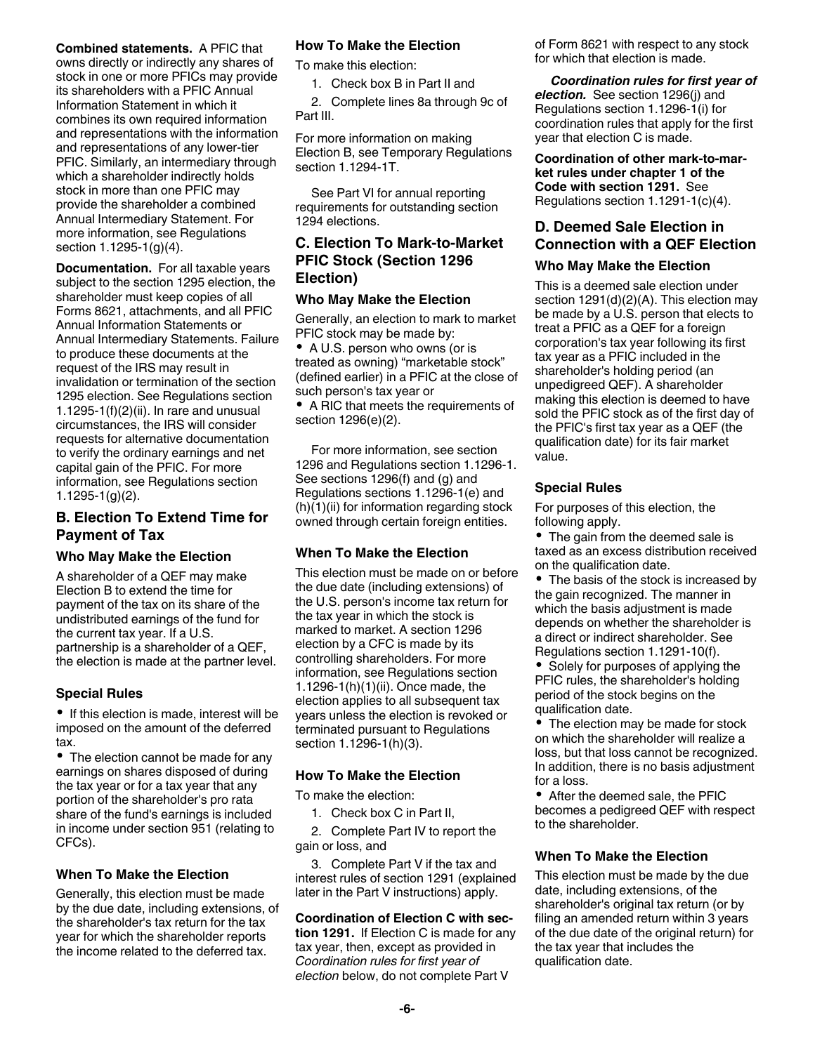**Combined statements.** A PFIC that owns directly or indirectly any shares of stock in one or more PFICs may provide its shareholders with a PFIC Annual Information Statement in which it combines its own required information and representations with the information and representations of any lower-tier PFIC. Similarly, an intermediary through which a shareholder indirectly holds stock in more than one PFIC may provide the shareholder a combined Annual Intermediary Statement. For more information, see Regulations section 1.1295-1(g)(4).

**Documentation.** For all taxable years subject to the section 1295 election, the shareholder must keep copies of all Forms 8621, attachments, and all PFIC Annual Information Statements or Annual Intermediary Statements. Failure to produce these documents at the request of the IRS may result in invalidation or termination of the section 1295 election. See Regulations section 1.1295-1(f)(2)(ii). In rare and unusual circumstances, the IRS will consider requests for alternative documentation to verify the ordinary earnings and net capital gain of the PFIC. For more information, see Regulations section 1.1295-1(g)(2).

## B. Election To Extend Time for Payment of Tax

### Who May Make the Election

A shareholder of a QEF may make Election B to extend the time for payment of the tax on its share of the undistributed earnings of the fund for the current tax year. If a U.S. partnership is a shareholder of a QEF, the election is made at the partner level.

### Special Rules

- If this election is made, interest will be imposed on the amount of the deferred tax.
- The election cannot be made for any earnings on shares disposed of during the tax year or for a tax year that any portion of the shareholder's pro rata share of the fund's earnings is included in income under section 951 (relating to CFCs).

### When To Make the Election

Generally, this election must be made by the due date, including extensions, of the shareholder's tax return for the tax year for which the shareholder reports the income related to the deferred tax.

### How To Make the Election

To make this election:

1. Check box B in Part II and
2. Complete lines 8a through 9c of Part III.

For more information on making Election B, see Temporary Regulations section 1.1294-1T.

See Part VI for annual reporting requirements for outstanding section 1294 elections.

## C. Election To Mark-to-Market PFIC Stock (Section 1296 Election)

### Who May Make the Election

Generally, an election to mark to market PFIC stock may be made by:

- A U.S. person who owns (or is treated as owning) "marketable stock" (defined earlier) in a PFIC at the close of such person's tax year or
- A RIC that meets the requirements of section 1296(e)(2).

For more information, see section 1296 and Regulations section 1.1296-1. See sections 1296(f) and (g) and Regulations sections 1.1296-1(e) and (h)(1)(ii) for information regarding stock owned through certain foreign entities.

### When To Make the Election

This election must be made on or before the due date (including extensions) of the U.S. person's income tax return for the tax year in which the stock is marked to market. A section 1296 election by a CFC is made by its controlling shareholders. For more information, see Regulations section 1.1296-1(h)(1)(ii). Once made, the election applies to all subsequent tax years unless the election is revoked or terminated pursuant to Regulations section 1.1296-1(h)(3).

### How To Make the Election

To make the election:

1. Check box C in Part II,
2. Complete Part IV to report the gain or loss, and
3. Complete Part V if the tax and interest rules of section 1291 (explained later in the Part V instructions) apply.

**Coordination of Election C with section 1291.** If Election C is made for any tax year, then, except as provided in *Coordination rules for first year of election* below, do not complete Part V of Form 8621 with respect to any stock for which that election is made.

***Coordination rules for first year of election.*** See section 1296(j) and Regulations section 1.1296-1(i) for coordination rules that apply for the first year that election C is made.

**Coordination of other mark-to-market rules under chapter 1 of the Code with section 1291.** See Regulations section 1.1291-1(c)(4).

## D. Deemed Sale Election in Connection with a QEF Election

### Who May Make the Election

This is a deemed sale election under section 1291(d)(2)(A). This election may be made by a U.S. person that elects to treat a PFIC as a QEF for a foreign corporation's tax year following its first tax year as a PFIC included in the shareholder's holding period (an unpedigreed QEF). A shareholder making this election is deemed to have sold the PFIC stock as of the first day of the PFIC's first tax year as a QEF (the qualification date) for its fair market value.

### Special Rules

For purposes of this election, the following apply.

- The gain from the deemed sale is taxed as an excess distribution received on the qualification date.
- The basis of the stock is increased by the gain recognized. The manner in which the basis adjustment is made depends on whether the shareholder is a direct or indirect shareholder. See Regulations section 1.1291-10(f).
- Solely for purposes of applying the PFIC rules, the shareholder's holding period of the stock begins on the qualification date.
- The election may be made for stock on which the shareholder will realize a loss, but that loss cannot be recognized. In addition, there is no basis adjustment for a loss.
- After the deemed sale, the PFIC becomes a pedigreed QEF with respect to the shareholder.

### When To Make the Election

This election must be made by the due date, including extensions, of the shareholder's original tax return (or by filing an amended return within 3 years of the due date of the original return) for the tax year that includes the qualification date.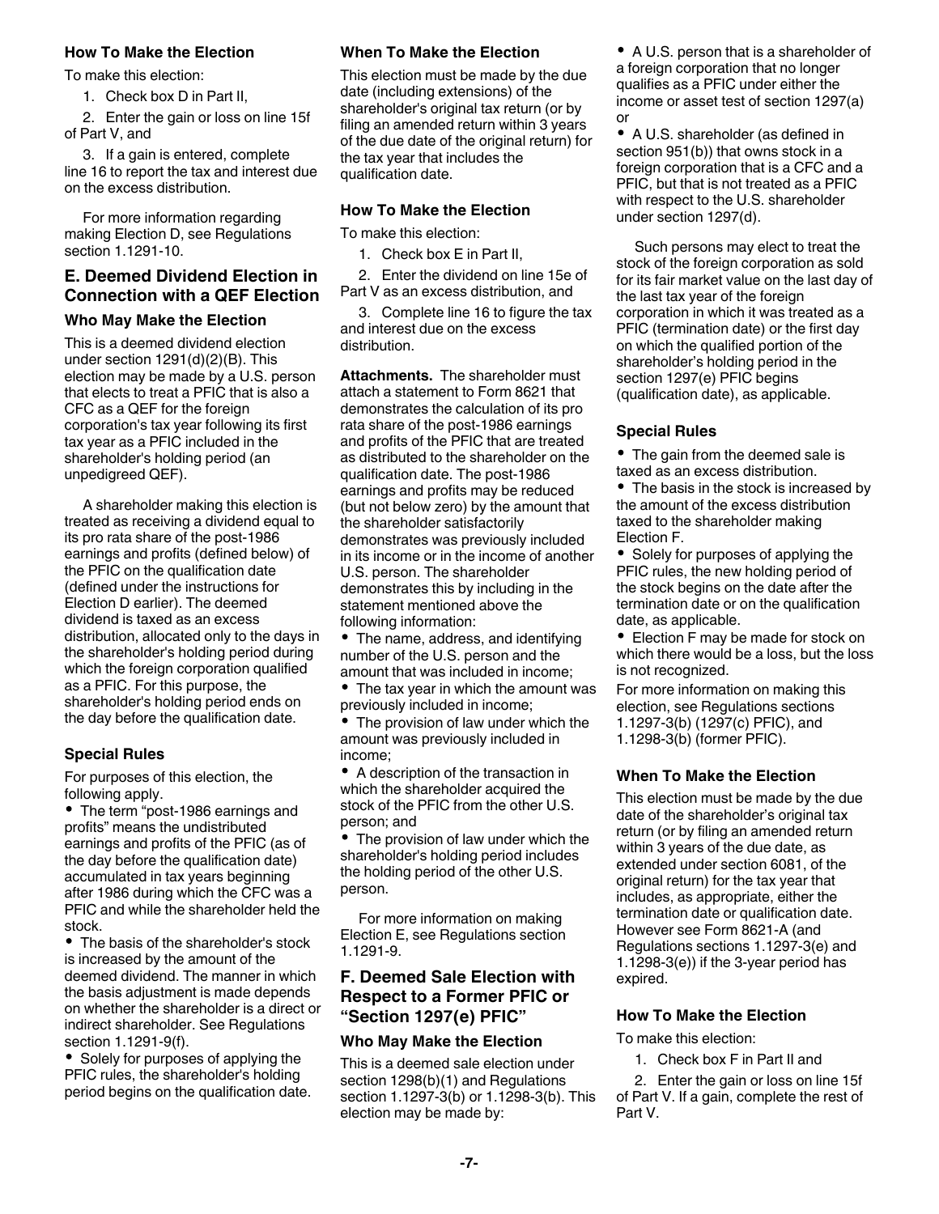### How To Make the Election

To make this election:

1. Check box D in Part II,
2. Enter the gain or loss on line 15f of Part V, and
3. If a gain is entered, complete line 16 to report the tax and interest due on the excess distribution.

For more information regarding making Election D, see Regulations section 1.1291-10.

## E. Deemed Dividend Election in Connection with a QEF Election

### Who May Make the Election

This is a deemed dividend election under section 1291(d)(2)(B). This election may be made by a U.S. person that elects to treat a PFIC that is also a CFC as a QEF for the foreign corporation's tax year following its first tax year as a PFIC included in the shareholder's holding period (an unpedigreed QEF).

A shareholder making this election is treated as receiving a dividend equal to its pro rata share of the post-1986 earnings and profits (defined below) of the PFIC on the qualification date (defined under the instructions for Election D earlier). The deemed dividend is taxed as an excess distribution, allocated only to the days in the shareholder's holding period during which the foreign corporation qualified as a PFIC. For this purpose, the shareholder's holding period ends on the day before the qualification date.

### Special Rules

For purposes of this election, the following apply.

- The term "post-1986 earnings and profits" means the undistributed earnings and profits of the PFIC (as of the day before the qualification date) accumulated in tax years beginning after 1986 during which the CFC was a PFIC and while the shareholder held the stock.
- The basis of the shareholder's stock is increased by the amount of the deemed dividend. The manner in which the basis adjustment is made depends on whether the shareholder is a direct or indirect shareholder. See Regulations section 1.1291-9(f).
- Solely for purposes of applying the PFIC rules, the shareholder's holding period begins on the qualification date.

### When To Make the Election

This election must be made by the due date (including extensions) of the shareholder's original tax return (or by filing an amended return within 3 years of the due date of the original return) for the tax year that includes the qualification date.

### How To Make the Election

To make this election:

1. Check box E in Part II,
2. Enter the dividend on line 15e of Part V as an excess distribution, and
3. Complete line 16 to figure the tax and interest due on the excess distribution.

**Attachments.** The shareholder must attach a statement to Form 8621 that demonstrates the calculation of its pro rata share of the post-1986 earnings and profits of the PFIC that are treated as distributed to the shareholder on the qualification date. The post-1986 earnings and profits may be reduced (but not below zero) by the amount that the shareholder satisfactorily demonstrates was previously included in its income or in the income of another U.S. person. The shareholder demonstrates this by including in the statement mentioned above the following information:

- The name, address, and identifying number of the U.S. person and the amount that was included in income;
- The tax year in which the amount was previously included in income;
- The provision of law under which the amount was previously included in income;
- A description of the transaction in which the shareholder acquired the stock of the PFIC from the other U.S. person; and
- The provision of law under which the shareholder's holding period includes the holding period of the other U.S. person.

For more information on making Election E, see Regulations section 1.1291-9.

## F. Deemed Sale Election with Respect to a Former PFIC or "Section 1297(e) PFIC"

### Who May Make the Election

This is a deemed sale election under section 1298(b)(1) and Regulations section 1.1297-3(b) or 1.1298-3(b). This election may be made by:

- A U.S. person that is a shareholder of a foreign corporation that no longer qualifies as a PFIC under either the income or asset test of section 1297(a) or
- A U.S. shareholder (as defined in section 951(b)) that owns stock in a foreign corporation that is a CFC and a PFIC, but that is not treated as a PFIC with respect to the U.S. shareholder under section 1297(d).

Such persons may elect to treat the stock of the foreign corporation as sold for its fair market value on the last day of the last tax year of the foreign corporation in which it was treated as a PFIC (termination date) or the first day on which the qualified portion of the shareholder's holding period in the section 1297(e) PFIC begins (qualification date), as applicable.

### Special Rules

- The gain from the deemed sale is taxed as an excess distribution.
- The basis in the stock is increased by the amount of the excess distribution taxed to the shareholder making Election F.
- Solely for purposes of applying the PFIC rules, the new holding period of the stock begins on the date after the termination date or on the qualification date, as applicable.
- Election F may be made for stock on which there would be a loss, but the loss is not recognized.

For more information on making this election, see Regulations sections 1.1297-3(b) (1297(c) PFIC), and 1.1298-3(b) (former PFIC).

### When To Make the Election

This election must be made by the due date of the shareholder's original tax return (or by filing an amended return within 3 years of the due date, as extended under section 6081, of the original return) for the tax year that includes, as appropriate, either the termination date or qualification date. However see Form 8621-A (and Regulations sections 1.1297-3(e) and 1.1298-3(e)) if the 3-year period has expired.

### How To Make the Election

To make this election:

1. Check box F in Part II and
2. Enter the gain or loss on line 15f of Part V. If a gain, complete the rest of Part V.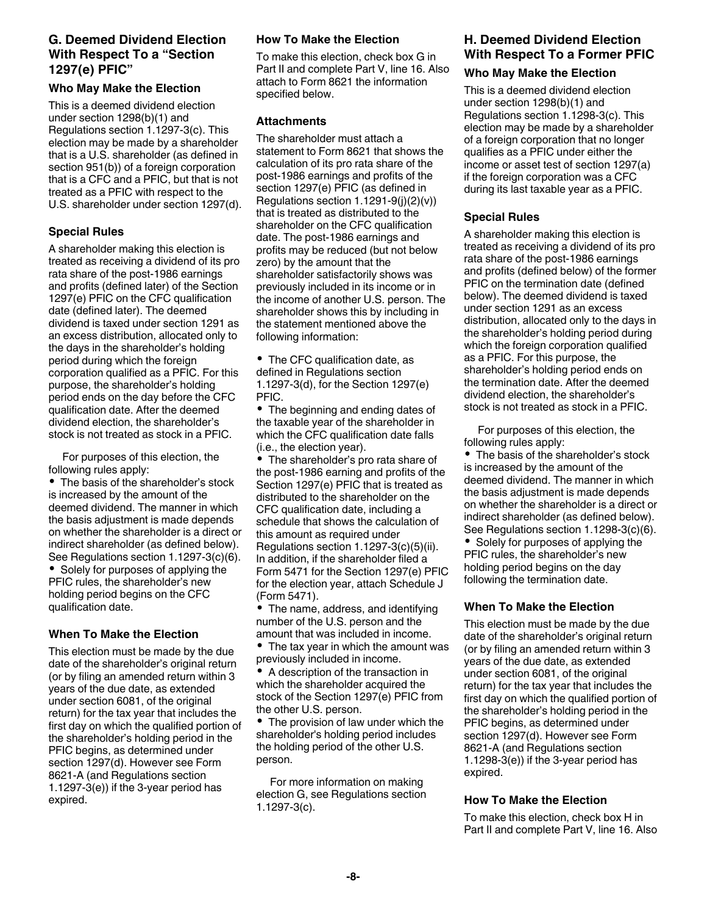## G. Deemed Dividend Election With Respect To a "Section 1297(e) PFIC"

### Who May Make the Election

This is a deemed dividend election under section 1298(b)(1) and Regulations section 1.1297-3(c). This election may be made by a shareholder that is a U.S. shareholder (as defined in section 951(b)) of a foreign corporation that is a CFC and a PFIC, but that is not treated as a PFIC with respect to the U.S. shareholder under section 1297(d).

### Special Rules

A shareholder making this election is treated as receiving a dividend of its pro rata share of the post-1986 earnings and profits (defined later) of the Section 1297(e) PFIC on the CFC qualification date (defined later). The deemed dividend is taxed under section 1291 as an excess distribution, allocated only to the days in the shareholder's holding period during which the foreign corporation qualified as a PFIC. For this purpose, the shareholder's holding period ends on the day before the CFC qualification date. After the deemed dividend election, the shareholder's stock is not treated as stock in a PFIC.

For purposes of this election, the following rules apply:

- The basis of the shareholder's stock is increased by the amount of the deemed dividend. The manner in which the basis adjustment is made depends on whether the shareholder is a direct or indirect shareholder (as defined below). See Regulations section 1.1297-3(c)(6).
- Solely for purposes of applying the PFIC rules, the shareholder's new holding period begins on the CFC qualification date.

### When To Make the Election

This election must be made by the due date of the shareholder's original return (or by filing an amended return within 3 years of the due date, as extended under section 6081, of the original return) for the tax year that includes the first day on which the qualified portion of the shareholder's holding period in the PFIC begins, as determined under section 1297(d). However see Form 8621-A (and Regulations section 1.1297-3(e)) if the 3-year period has expired.

### How To Make the Election

To make this election, check box G in Part II and complete Part V, line 16. Also attach to Form 8621 the information specified below.

### Attachments

The shareholder must attach a statement to Form 8621 that shows the calculation of its pro rata share of the post-1986 earnings and profits of the section 1297(e) PFIC (as defined in Regulations section 1.1291-9(j)(2)(v)) that is treated as distributed to the shareholder on the CFC qualification date. The post-1986 earnings and profits may be reduced (but not below zero) by the amount that the shareholder satisfactorily shows was previously included in its income or in the income of another U.S. person. The shareholder shows this by including in the statement mentioned above the following information:

- The CFC qualification date, as defined in Regulations section 1.1297-3(d), for the Section 1297(e) PFIC.
- The beginning and ending dates of the taxable year of the shareholder in which the CFC qualification date falls (i.e., the election year).
- The shareholder's pro rata share of the post-1986 earning and profits of the Section 1297(e) PFIC that is treated as distributed to the shareholder on the CFC qualification date, including a schedule that shows the calculation of this amount as required under Regulations section 1.1297-3(c)(5)(ii). In addition, if the shareholder filed a Form 5471 for the Section 1297(e) PFIC for the election year, attach Schedule J (Form 5471).
- The name, address, and identifying number of the U.S. person and the amount that was included in income.
- The tax year in which the amount was previously included in income.
- A description of the transaction in which the shareholder acquired the stock of the Section 1297(e) PFIC from the other U.S. person.
- The provision of law under which the shareholder's holding period includes the holding period of the other U.S. person.

For more information on making election G, see Regulations section 1.1297-3(c).

## H. Deemed Dividend Election With Respect To a Former PFIC

### Who May Make the Election

This is a deemed dividend election under section 1298(b)(1) and Regulations section 1.1298-3(c). This election may be made by a shareholder of a foreign corporation that no longer qualifies as a PFIC under either the income or asset test of section 1297(a) if the foreign corporation was a CFC during its last taxable year as a PFIC.

### Special Rules

A shareholder making this election is treated as receiving a dividend of its pro rata share of the post-1986 earnings and profits (defined below) of the former PFIC on the termination date (defined below). The deemed dividend is taxed under section 1291 as an excess distribution, allocated only to the days in the shareholder's holding period during which the foreign corporation qualified as a PFIC. For this purpose, the shareholder's holding period ends on the termination date. After the deemed dividend election, the shareholder's stock is not treated as stock in a PFIC.

For purposes of this election, the following rules apply:

- The basis of the shareholder's stock is increased by the amount of the deemed dividend. The manner in which the basis adjustment is made depends on whether the shareholder is a direct or indirect shareholder (as defined below). See Regulations section 1.1298-3(c)(6).
- Solely for purposes of applying the PFIC rules, the shareholder's new holding period begins on the day following the termination date.

### When To Make the Election

This election must be made by the due date of the shareholder's original return (or by filing an amended return within 3 years of the due date, as extended under section 6081, of the original return) for the tax year that includes the first day on which the qualified portion of the shareholder's holding period in the PFIC begins, as determined under section 1297(d). However see Form 8621-A (and Regulations section 1.1298-3(e)) if the 3-year period has expired.

### How To Make the Election

To make this election, check box H in Part II and complete Part V, line 16. Also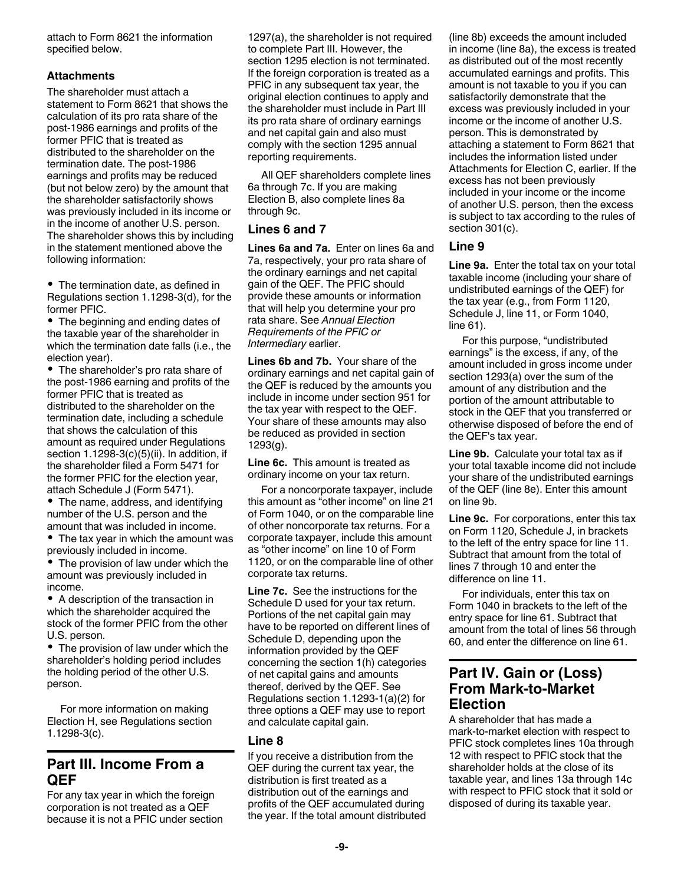attach to Form 8621 the information specified below.

### Attachments

The shareholder must attach a statement to Form 8621 that shows the calculation of its pro rata share of the post-1986 earnings and profits of the former PFIC that is treated as distributed to the shareholder on the termination date. The post-1986 earnings and profits may be reduced (but not below zero) by the amount that the shareholder satisfactorily shows was previously included in its income or in the income of another U.S. person. The shareholder shows this by including in the statement mentioned above the following information:

- The termination date, as defined in Regulations section 1.1298-3(d), for the former PFIC.
- The beginning and ending dates of the taxable year of the shareholder in which the termination date falls (i.e., the election year).
- The shareholder's pro rata share of the post-1986 earning and profits of the former PFIC that is treated as distributed to the shareholder on the termination date, including a schedule that shows the calculation of this amount as required under Regulations section 1.1298-3(c)(5)(ii). In addition, if the shareholder filed a Form 5471 for the former PFIC for the election year, attach Schedule J (Form 5471).
- The name, address, and identifying number of the U.S. person and the amount that was included in income.
- The tax year in which the amount was previously included in income.
- The provision of law under which the amount was previously included in income.
- A description of the transaction in which the shareholder acquired the stock of the former PFIC from the other U.S. person.
- The provision of law under which the shareholder's holding period includes the holding period of the other U.S. person.

For more information on making Election H, see Regulations section 1.1298-3(c).

## Part III. Income From a QEF

For any tax year in which the foreign corporation is not treated as a QEF because it is not a PFIC under section 1297(a), the shareholder is not required to complete Part III. However, the section 1295 election is not terminated. If the foreign corporation is treated as a PFIC in any subsequent tax year, the original election continues to apply and the shareholder must include in Part III its pro rata share of ordinary earnings and net capital gain and also must comply with the section 1295 annual reporting requirements.

All QEF shareholders complete lines 6a through 7c. If you are making Election B, also complete lines 8a through 9c.

### Lines 6 and 7

**Lines 6a and 7a.** Enter on lines 6a and 7a, respectively, your pro rata share of the ordinary earnings and net capital gain of the QEF. The PFIC should provide these amounts or information that will help you determine your pro rata share. See *Annual Election Requirements of the PFIC or Intermediary* earlier.

**Lines 6b and 7b.** Your share of the ordinary earnings and net capital gain of the QEF is reduced by the amounts you include in income under section 951 for the tax year with respect to the QEF. Your share of these amounts may also be reduced as provided in section 1293(g).

**Line 6c.** This amount is treated as ordinary income on your tax return.

For a noncorporate taxpayer, include this amount as "other income" on line 21 of Form 1040, or on the comparable line of other noncorporate tax returns. For a corporate taxpayer, include this amount as "other income" on line 10 of Form 1120, or on the comparable line of other corporate tax returns.

**Line 7c.** See the instructions for the Schedule D used for your tax return. Portions of the net capital gain may have to be reported on different lines of Schedule D, depending upon the information provided by the QEF concerning the section 1(h) categories of net capital gains and amounts thereof, derived by the QEF. See Regulations section 1.1293-1(a)(2) for three options a QEF may use to report and calculate capital gain.

### Line 8

If you receive a distribution from the QEF during the current tax year, the distribution is first treated as a distribution out of the earnings and profits of the QEF accumulated during the year. If the total amount distributed (line 8b) exceeds the amount included in income (line 8a), the excess is treated as distributed out of the most recently accumulated earnings and profits. This amount is not taxable to you if you can satisfactorily demonstrate that the excess was previously included in your income or the income of another U.S. person. This is demonstrated by attaching a statement to Form 8621 that includes the information listed under Attachments for Election C, earlier. If the excess has not been previously included in your income or the income of another U.S. person, then the excess is subject to tax according to the rules of section 301(c).

### Line 9

**Line 9a.** Enter the total tax on your total taxable income (including your share of undistributed earnings of the QEF) for the tax year (e.g., from Form 1120, Schedule J, line 11, or Form 1040, line 61).

For this purpose, "undistributed earnings" is the excess, if any, of the amount included in gross income under section 1293(a) over the sum of the amount of any distribution and the portion of the amount attributable to stock in the QEF that you transferred or otherwise disposed of before the end of the QEF's tax year.

**Line 9b.** Calculate your total tax as if your total taxable income did not include your share of the undistributed earnings of the QEF (line 8e). Enter this amount on line 9b.

**Line 9c.** For corporations, enter this tax on Form 1120, Schedule J, in brackets to the left of the entry space for line 11. Subtract that amount from the total of lines 7 through 10 and enter the difference on line 11.

For individuals, enter this tax on Form 1040 in brackets to the left of the entry space for line 61. Subtract that amount from the total of lines 56 through 60, and enter the difference on line 61.

## Part IV. Gain or (Loss) From Mark-to-Market Election

A shareholder that has made a mark-to-market election with respect to PFIC stock completes lines 10a through 12 with respect to PFIC stock that the shareholder holds at the close of its taxable year, and lines 13a through 14c with respect to PFIC stock that it sold or disposed of during its taxable year.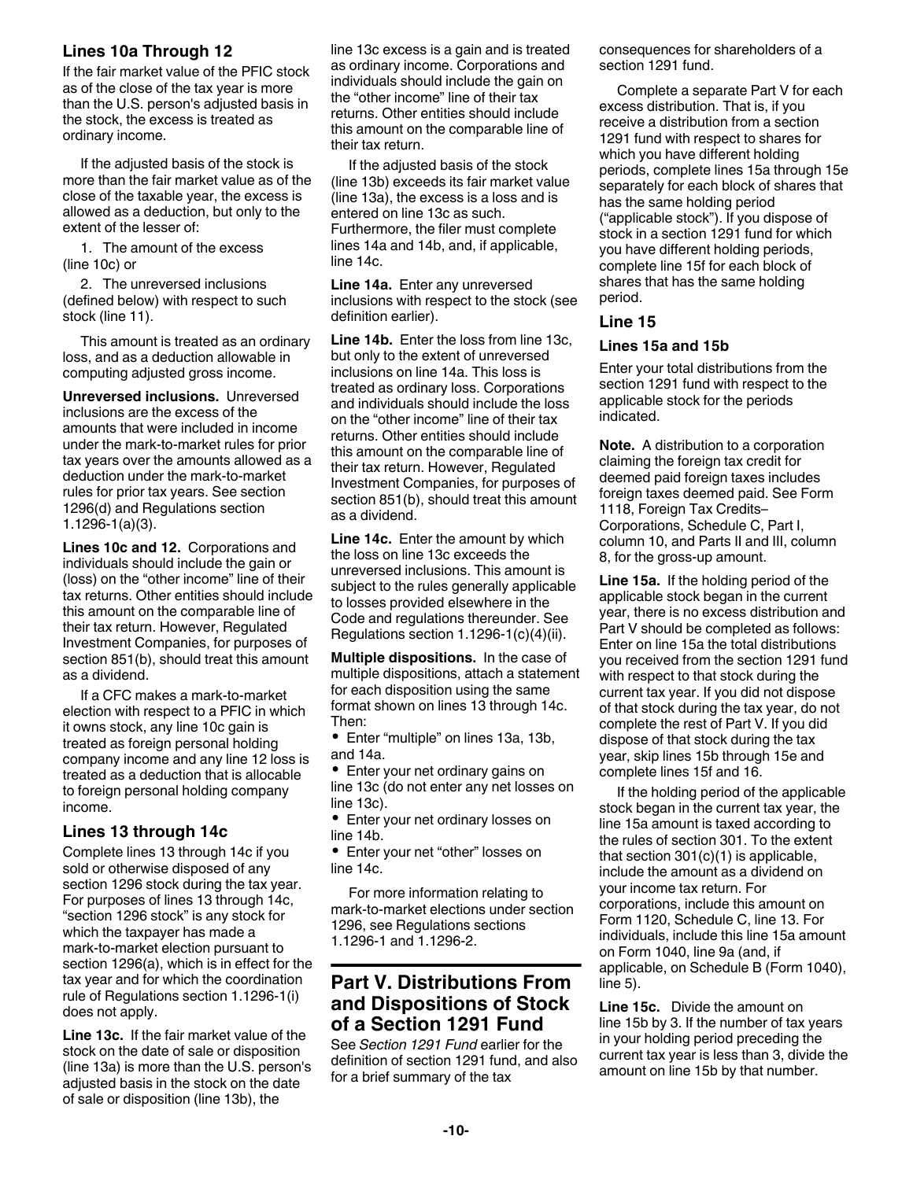### Lines 10a Through 12

If the fair market value of the PFIC stock as of the close of the tax year is more than the U.S. person's adjusted basis in the stock, the excess is treated as ordinary income.

If the adjusted basis of the stock is more than the fair market value as of the close of the taxable year, the excess is allowed as a deduction, but only to the extent of the lesser of:

1. The amount of the excess (line 10c) or
2. The unreversed inclusions (defined below) with respect to such stock (line 11).

This amount is treated as an ordinary loss, and as a deduction allowable in computing adjusted gross income.

**Unreversed inclusions.** Unreversed inclusions are the excess of the amounts that were included in income under the mark-to-market rules for prior tax years over the amounts allowed as a deduction under the mark-to-market rules for prior tax years. See section 1296(d) and Regulations section 1.1296-1(a)(3).

**Lines 10c and 12.** Corporations and individuals should include the gain or (loss) on the "other income" line of their tax returns. Other entities should include this amount on the comparable line of their tax return. However, Regulated Investment Companies, for purposes of section 851(b), should treat this amount as a dividend.

If a CFC makes a mark-to-market election with respect to a PFIC in which it owns stock, any line 10c gain is treated as foreign personal holding company income and any line 12 loss is treated as a deduction that is allocable to foreign personal holding company income.

### Lines 13 through 14c

Complete lines 13 through 14c if you sold or otherwise disposed of any section 1296 stock during the tax year. For purposes of lines 13 through 14c, "section 1296 stock" is any stock for which the taxpayer has made a mark-to-market election pursuant to section 1296(a), which is in effect for the tax year and for which the coordination rule of Regulations section 1.1296-1(i) does not apply.

**Line 13c.** If the fair market value of the stock on the date of sale or disposition (line 13a) is more than the U.S. person's adjusted basis in the stock on the date of sale or disposition (line 13b), the line 13c excess is a gain and is treated as ordinary income. Corporations and individuals should include the gain on the "other income" line of their tax returns. Other entities should include this amount on the comparable line of their tax return.

If the adjusted basis of the stock (line 13b) exceeds its fair market value (line 13a), the excess is a loss and is entered on line 13c as such. Furthermore, the filer must complete lines 14a and 14b, and, if applicable, line 14c.

**Line 14a.** Enter any unreversed inclusions with respect to the stock (see definition earlier).

**Line 14b.** Enter the loss from line 13c, but only to the extent of unreversed inclusions on line 14a. This loss is treated as ordinary loss. Corporations and individuals should include the loss on the "other income" line of their tax returns. Other entities should include this amount on the comparable line of their tax return. However, Regulated Investment Companies, for purposes of section 851(b), should treat this amount as a dividend.

**Line 14c.** Enter the amount by which the loss on line 13c exceeds the unreversed inclusions. This amount is subject to the rules generally applicable to losses provided elsewhere in the Code and regulations thereunder. See Regulations section 1.1296-1(c)(4)(ii).

**Multiple dispositions.** In the case of multiple dispositions, attach a statement for each disposition using the same format shown on lines 13 through 14c. Then:

- Enter "multiple" on lines 13a, 13b, and 14a.
- Enter your net ordinary gains on line 13c (do not enter any net losses on line 13c).
- Enter your net ordinary losses on line 14b.
- Enter your net "other" losses on line 14c.

For more information relating to mark-to-market elections under section 1296, see Regulations sections 1.1296-1 and 1.1296-2.

## Part V. Distributions From and Dispositions of Stock of a Section 1291 Fund

See *Section 1291 Fund* earlier for the definition of section 1291 fund, and also for a brief summary of the tax consequences for shareholders of a section 1291 fund.

Complete a separate Part V for each excess distribution. That is, if you receive a distribution from a section 1291 fund with respect to shares for which you have different holding periods, complete lines 15a through 15e separately for each block of shares that has the same holding period ("applicable stock"). If you dispose of stock in a section 1291 fund for which you have different holding periods, complete line 15f for each block of shares that has the same holding period.

### Line 15

#### Lines 15a and 15b

Enter your total distributions from the section 1291 fund with respect to the applicable stock for the periods indicated.

**Note.** A distribution to a corporation claiming the foreign tax credit for deemed paid foreign taxes includes foreign taxes deemed paid. See Form 1118, Foreign Tax Credits–Corporations, Schedule C, Part I, column 10, and Parts II and III, column 8, for the gross-up amount.

**Line 15a.** If the holding period of the applicable stock began in the current year, there is no excess distribution and Part V should be completed as follows: Enter on line 15a the total distributions you received from the section 1291 fund with respect to that stock during the current tax year. If you did not dispose of that stock during the tax year, do not complete the rest of Part V. If you did dispose of that stock during the tax year, skip lines 15b through 15e and complete lines 15f and 16.

If the holding period of the applicable stock began in the current tax year, the line 15a amount is taxed according to the rules of section 301. To the extent that section 301(c)(1) is applicable, include the amount as a dividend on your income tax return. For corporations, include this amount on Form 1120, Schedule C, line 13. For individuals, include this line 15a amount on Form 1040, line 9a (and, if applicable, on Schedule B (Form 1040), line 5).

**Line 15c.** Divide the amount on line 15b by 3. If the number of tax years in your holding period preceding the current tax year is less than 3, divide the amount on line 15b by that number.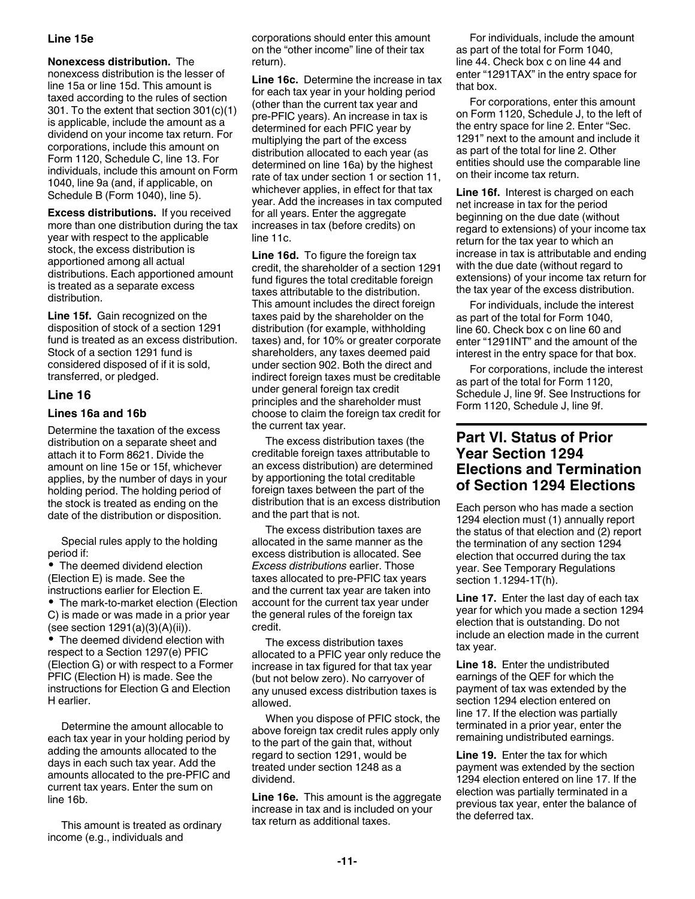#### Line 15e

**Nonexcess distribution.** The nonexcess distribution is the lesser of line 15a or line 15d. This amount is taxed according to the rules of section 301. To the extent that section 301(c)(1) is applicable, include the amount as a dividend on your income tax return. For corporations, include this amount on Form 1120, Schedule C, line 13. For individuals, include this amount on Form 1040, line 9a (and, if applicable, on Schedule B (Form 1040), line 5).

**Excess distributions.** If you received more than one distribution during the tax year with respect to the applicable stock, the excess distribution is apportioned among all actual distributions. Each apportioned amount is treated as a separate excess distribution.

**Line 15f.** Gain recognized on the disposition of stock of a section 1291 fund is treated as an excess distribution. Stock of a section 1291 fund is considered disposed of if it is sold, transferred, or pledged.

### Line 16

#### Lines 16a and 16b

Determine the taxation of the excess distribution on a separate sheet and attach it to Form 8621. Divide the amount on line 15e or 15f, whichever applies, by the number of days in your holding period. The holding period of the stock is treated as ending on the date of the distribution or disposition.

Special rules apply to the holding period if:

- The deemed dividend election (Election E) is made. See the instructions earlier for Election E.
- The mark-to-market election (Election C) is made or was made in a prior year (see section 1291(a)(3)(A)(ii)).
- The deemed dividend election with respect to a Section 1297(e) PFIC (Election G) or with respect to a Former PFIC (Election H) is made. See the instructions for Election G and Election H earlier.

Determine the amount allocable to each tax year in your holding period by adding the amounts allocated to the days in each such tax year. Add the amounts allocated to the pre-PFIC and current tax years. Enter the sum on line 16b.

This amount is treated as ordinary income (e.g., individuals and corporations should enter this amount on the "other income" line of their tax return).

**Line 16c.** Determine the increase in tax for each tax year in your holding period (other than the current tax year and pre-PFIC years). An increase in tax is determined for each PFIC year by multiplying the part of the excess distribution allocated to each year (as determined on line 16a) by the highest rate of tax under section 1 or section 11, whichever applies, in effect for that tax year. Add the increases in tax computed for all years. Enter the aggregate increases in tax (before credits) on line 11c.

**Line 16d.** To figure the foreign tax credit, the shareholder of a section 1291 fund figures the total creditable foreign taxes attributable to the distribution. This amount includes the direct foreign taxes paid by the shareholder on the distribution (for example, withholding taxes) and, for 10% or greater corporate shareholders, any taxes deemed paid under section 902. Both the direct and indirect foreign taxes must be creditable under general foreign tax credit principles and the shareholder must choose to claim the foreign tax credit for the current tax year.

The excess distribution taxes (the creditable foreign taxes attributable to an excess distribution) are determined by apportioning the total creditable foreign taxes between the part of the distribution that is an excess distribution and the part that is not.

The excess distribution taxes are allocated in the same manner as the excess distribution is allocated. See *Excess distributions* earlier. Those taxes allocated to pre-PFIC tax years and the current tax year are taken into account for the current tax year under the general rules of the foreign tax credit.

The excess distribution taxes allocated to a PFIC year only reduce the increase in tax figured for that tax year (but not below zero). No carryover of any unused excess distribution taxes is allowed.

When you dispose of PFIC stock, the above foreign tax credit rules apply only to the part of the gain that, without regard to section 1291, would be treated under section 1248 as a dividend.

**Line 16e.** This amount is the aggregate increase in tax and is included on your tax return as additional taxes.

For individuals, include the amount as part of the total for Form 1040, line 44. Check box c on line 44 and enter "1291TAX" in the entry space for that box.

For corporations, enter this amount on Form 1120, Schedule J, to the left of the entry space for line 2. Enter "Sec. 1291" next to the amount and include it as part of the total for line 2. Other entities should use the comparable line on their income tax return.

**Line 16f.** Interest is charged on each net increase in tax for the period beginning on the due date (without regard to extensions) of your income tax return for the tax year to which an increase in tax is attributable and ending with the due date (without regard to extensions) of your income tax return for the tax year of the excess distribution.

For individuals, include the interest as part of the total for Form 1040, line 60. Check box c on line 60 and enter "1291INT" and the amount of the interest in the entry space for that box.

For corporations, include the interest as part of the total for Form 1120, Schedule J, line 9f. See Instructions for Form 1120, Schedule J, line 9f.

## Part VI. Status of Prior Year Section 1294 Elections and Termination of Section 1294 Elections

Each person who has made a section 1294 election must (1) annually report the status of that election and (2) report the termination of any section 1294 election that occurred during the tax year. See Temporary Regulations section 1.1294-1T(h).

**Line 17.** Enter the last day of each tax year for which you made a section 1294 election that is outstanding. Do not include an election made in the current tax year.

**Line 18.** Enter the undistributed earnings of the QEF for which the payment of tax was extended by the section 1294 election entered on line 17. If the election was partially terminated in a prior year, enter the remaining undistributed earnings.

**Line 19.** Enter the tax for which payment was extended by the section 1294 election entered on line 17. If the election was partially terminated in a previous tax year, enter the balance of the deferred tax.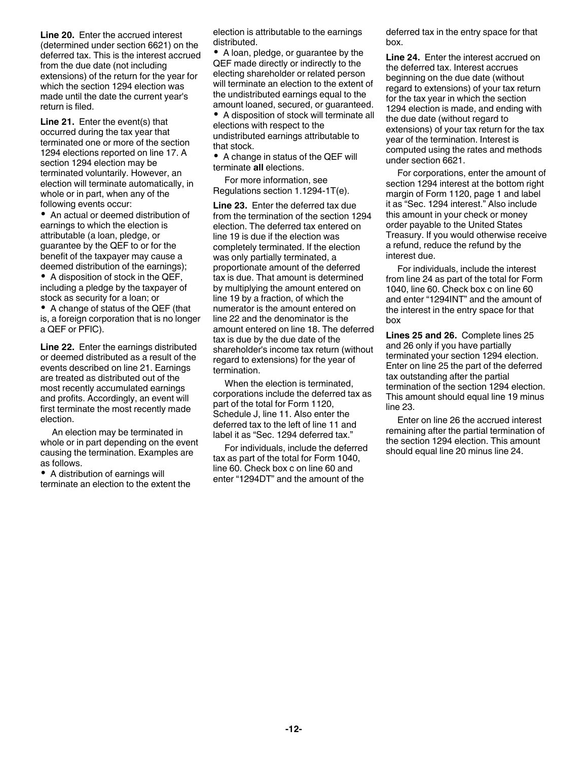**Line 20.** Enter the accrued interest (determined under section 6621) on the deferred tax. This is the interest accrued from the due date (not including extensions) of the return for the year for which the section 1294 election was made until the date the current year's return is filed.

**Line 21.** Enter the event(s) that occurred during the tax year that terminated one or more of the section 1294 elections reported on line 17. A section 1294 election may be terminated voluntarily. However, an election will terminate automatically, in whole or in part, when any of the following events occur:

- An actual or deemed distribution of earnings to which the election is attributable (a loan, pledge, or guarantee by the QEF to or for the benefit of the taxpayer may cause a deemed distribution of the earnings);
- A disposition of stock in the QEF, including a pledge by the taxpayer of stock as security for a loan; or
- A change of status of the QEF (that is, a foreign corporation that is no longer a QEF or PFIC).

**Line 22.** Enter the earnings distributed or deemed distributed as a result of the events described on line 21. Earnings are treated as distributed out of the most recently accumulated earnings and profits. Accordingly, an event will first terminate the most recently made election.

An election may be terminated in whole or in part depending on the event causing the termination. Examples are as follows.

- A distribution of earnings will terminate an election to the extent the election is attributable to the earnings distributed.
- A loan, pledge, or guarantee by the QEF made directly or indirectly to the electing shareholder or related person will terminate an election to the extent of the undistributed earnings equal to the amount loaned, secured, or guaranteed.
- A disposition of stock will terminate all elections with respect to the undistributed earnings attributable to that stock.
- A change in status of the QEF will terminate **all** elections.

For more information, see Regulations section 1.1294-1T(e).

**Line 23.** Enter the deferred tax due from the termination of the section 1294 election. The deferred tax entered on line 19 is due if the election was completely terminated. If the election was only partially terminated, a proportionate amount of the deferred tax is due. That amount is determined by multiplying the amount entered on line 19 by a fraction, of which the numerator is the amount entered on line 22 and the denominator is the amount entered on line 18. The deferred tax is due by the due date of the shareholder's income tax return (without regard to extensions) for the year of termination.

When the election is terminated, corporations include the deferred tax as part of the total for Form 1120, Schedule J, line 11. Also enter the deferred tax to the left of line 11 and label it as "Sec. 1294 deferred tax."

For individuals, include the deferred tax as part of the total for Form 1040, line 60. Check box c on line 60 and enter "1294DT" and the amount of the deferred tax in the entry space for that box.

**Line 24.** Enter the interest accrued on the deferred tax. Interest accrues beginning on the due date (without regard to extensions) of your tax return for the tax year in which the section 1294 election is made, and ending with the due date (without regard to extensions) of your tax return for the tax year of the termination. Interest is computed using the rates and methods under section 6621.

For corporations, enter the amount of section 1294 interest at the bottom right margin of Form 1120, page 1 and label it as "Sec. 1294 interest." Also include this amount in your check or money order payable to the United States Treasury. If you would otherwise receive a refund, reduce the refund by the interest due.

For individuals, include the interest from line 24 as part of the total for Form 1040, line 60. Check box c on line 60 and enter "1294INT" and the amount of the interest in the entry space for that box

**Lines 25 and 26.** Complete lines 25 and 26 only if you have partially terminated your section 1294 election. Enter on line 25 the part of the deferred tax outstanding after the partial termination of the section 1294 election. This amount should equal line 19 minus line 23.

Enter on line 26 the accrued interest remaining after the partial termination of the section 1294 election. This amount should equal line 20 minus line 24.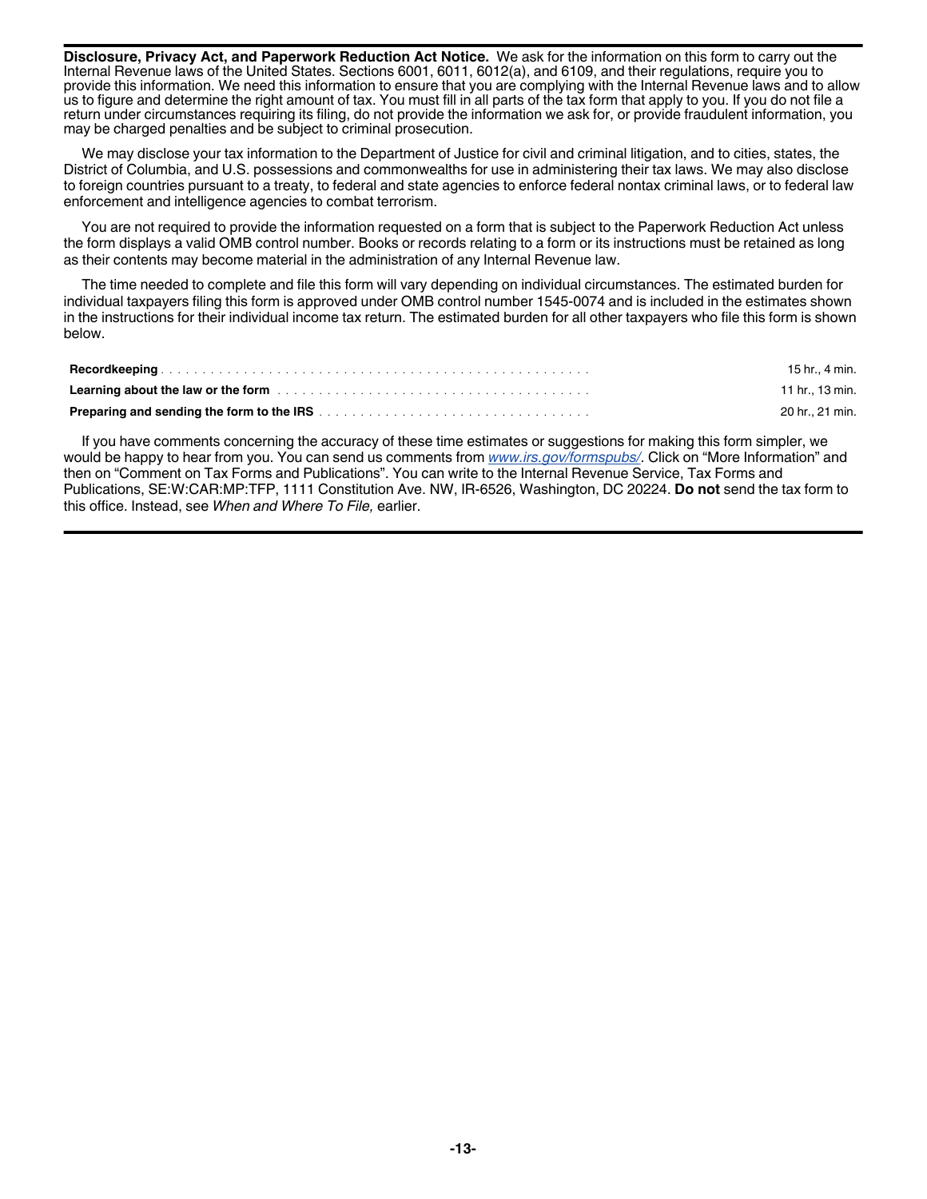**Disclosure, Privacy Act, and Paperwork Reduction Act Notice.** We ask for the information on this form to carry out the Internal Revenue laws of the United States. Sections 6001, 6011, 6012(a), and 6109, and their regulations, require you to provide this information. We need this information to ensure that you are complying with the Internal Revenue laws and to allow us to figure and determine the right amount of tax. You must fill in all parts of the tax form that apply to you. If you do not file a return under circumstances requiring its filing, do not provide the information we ask for, or provide fraudulent information, you may be charged penalties and be subject to criminal prosecution.

We may disclose your tax information to the Department of Justice for civil and criminal litigation, and to cities, states, the District of Columbia, and U.S. possessions and commonwealths for use in administering their tax laws. We may also disclose to foreign countries pursuant to a treaty, to federal and state agencies to enforce federal nontax criminal laws, or to federal law enforcement and intelligence agencies to combat terrorism.

You are not required to provide the information requested on a form that is subject to the Paperwork Reduction Act unless the form displays a valid OMB control number. Books or records relating to a form or its instructions must be retained as long as their contents may become material in the administration of any Internal Revenue law.

The time needed to complete and file this form will vary depending on individual circumstances. The estimated burden for individual taxpayers filing this form is approved under OMB control number 1545-0074 and is included in the estimates shown in the instructions for their individual income tax return. The estimated burden for all other taxpayers who file this form is shown below.

| | |
|---|---|
| **Recordkeeping** | 15 hr., 4 min. |
| **Learning about the law or the form** | 11 hr., 13 min. |
| **Preparing and sending the form to the IRS** | 20 hr., 21 min. |

If you have comments concerning the accuracy of these time estimates or suggestions for making this form simpler, we would be happy to hear from you. You can send us comments from www.irs.gov/formspubs/. Click on "More Information" and then on "Comment on Tax Forms and Publications". You can write to the Internal Revenue Service, Tax Forms and Publications, SE:W:CAR:MP:TFP, 1111 Constitution Ave. NW, IR-6526, Washington, DC 20224. **Do not** send the tax form to this office. Instead, see *When and Where To File,* earlier.